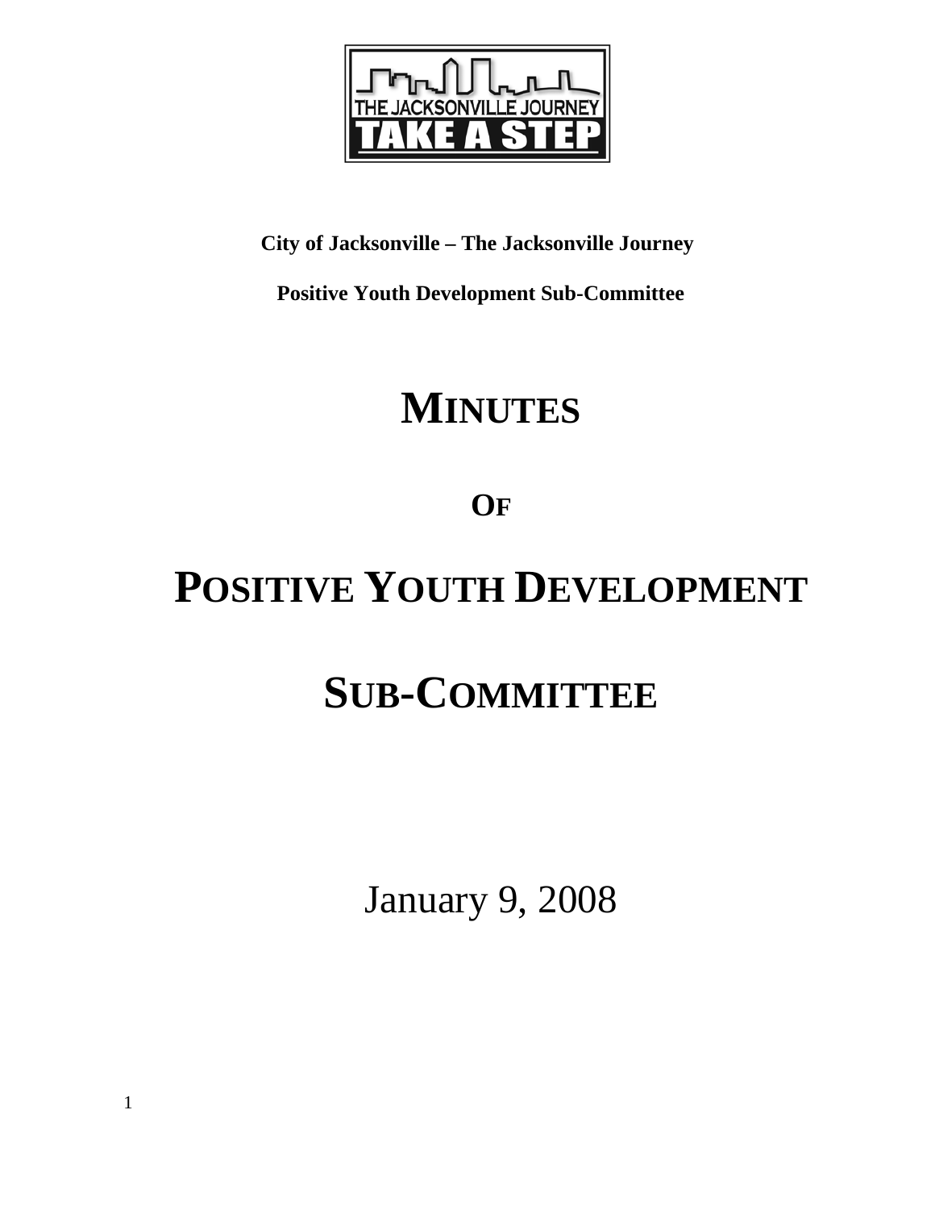**City of Jacksonville – The Jacksonville Journey**

**Positive Youth Development Sub-Committee**

# MINUTES

## OF

# POSITIVE YOUTH DEVELOPMENT

# SUB-COMMITTEE

January 9, 2008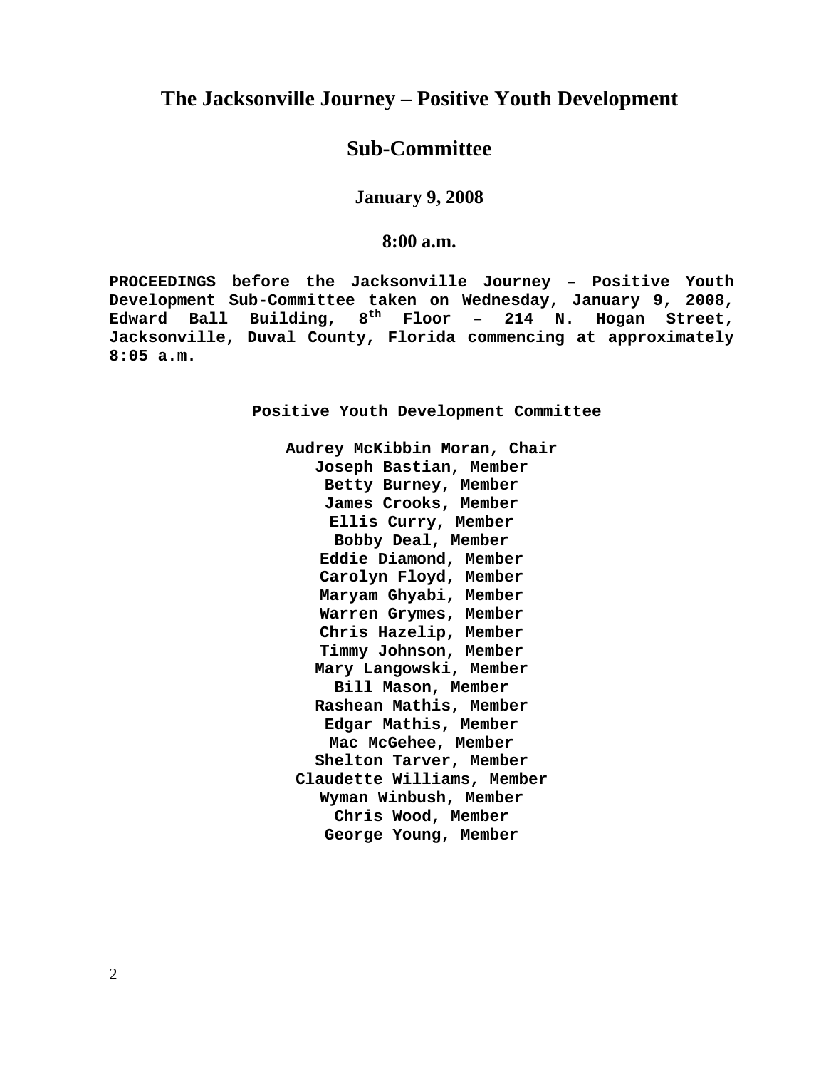# The Jacksonville Journey – Positive Youth Development

# Sub-Committee

### January 9, 2008

### 8:00 a.m.

**PROCEEDINGS before the Jacksonville Journey – Positive Youth Development Sub-Committee taken on Wednesday, January 9, 2008, Edward Ball Building, 8th Floor – 214 N. Hogan Street, Jacksonville, Duval County, Florida commencing at approximately 8:05 a.m.**

**Positive Youth Development Committee**

**Audrey McKibbin Moran, Chair**
**Joseph Bastian, Member**
**Betty Burney, Member**
**James Crooks, Member**
**Ellis Curry, Member**
**Bobby Deal, Member**
**Eddie Diamond, Member**
**Carolyn Floyd, Member**
**Maryam Ghyabi, Member**
**Warren Grymes, Member**
**Chris Hazelip, Member**
**Timmy Johnson, Member**
**Mary Langowski, Member**
**Bill Mason, Member**
**Rashean Mathis, Member**
**Edgar Mathis, Member**
**Mac McGehee, Member**
**Shelton Tarver, Member**
**Claudette Williams, Member**
**Wyman Winbush, Member**
**Chris Wood, Member**
**George Young, Member**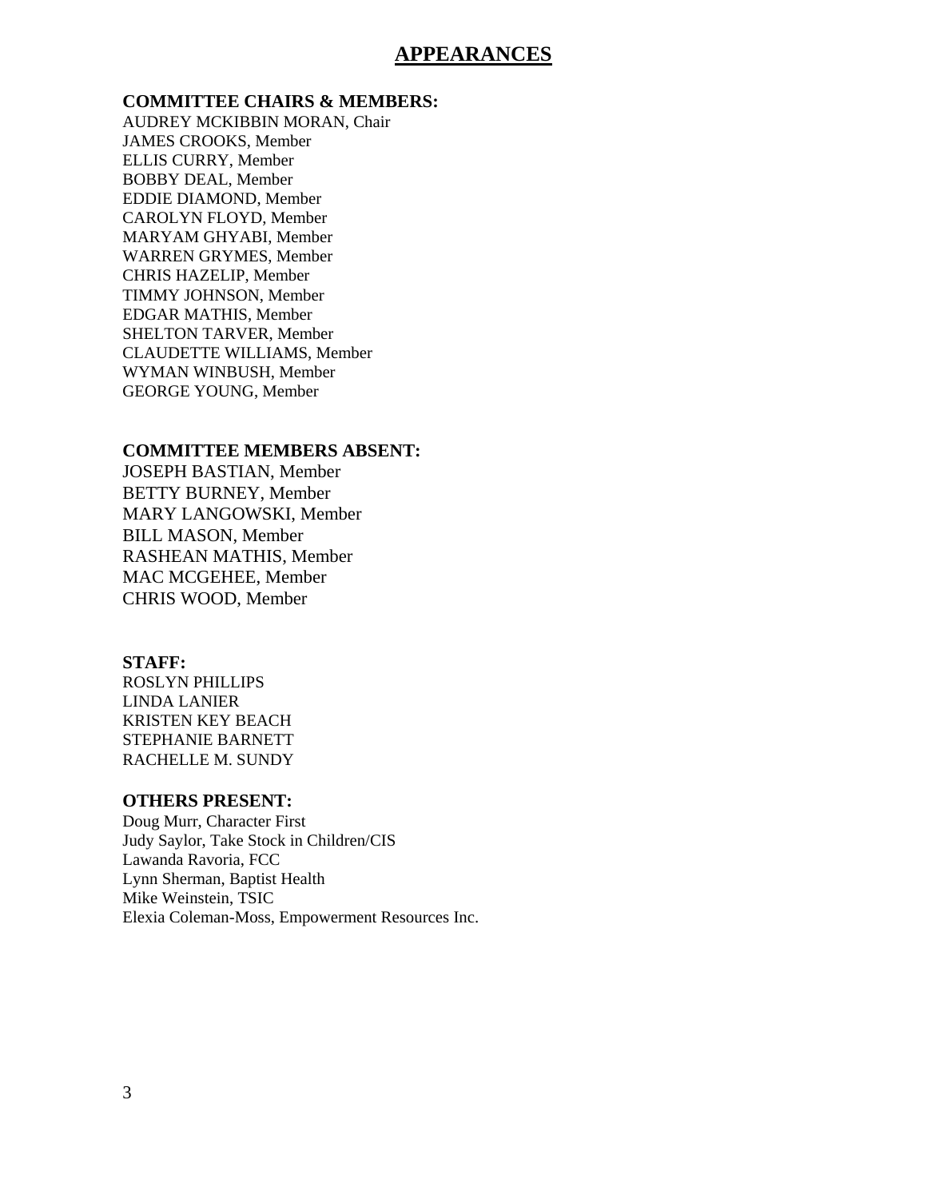# APPEARANCES

**COMMITTEE CHAIRS & MEMBERS:**

AUDREY MCKIBBIN MORAN, Chair
JAMES CROOKS, Member
ELLIS CURRY, Member
BOBBY DEAL, Member
EDDIE DIAMOND, Member
CAROLYN FLOYD, Member
MARYAM GHYABI, Member
WARREN GRYMES, Member
CHRIS HAZELIP, Member
TIMMY JOHNSON, Member
EDGAR MATHIS, Member
SHELTON TARVER, Member
CLAUDETTE WILLIAMS, Member
WYMAN WINBUSH, Member
GEORGE YOUNG, Member

**COMMITTEE MEMBERS ABSENT:**

JOSEPH BASTIAN, Member
BETTY BURNEY, Member
MARY LANGOWSKI, Member
BILL MASON, Member
RASHEAN MATHIS, Member
MAC MCGEHEE, Member
CHRIS WOOD, Member

**STAFF:**

ROSLYN PHILLIPS
LINDA LANIER
KRISTEN KEY BEACH
STEPHANIE BARNETT
RACHELLE M. SUNDY

**OTHERS PRESENT:**

Doug Murr, Character First
Judy Saylor, Take Stock in Children/CIS
Lawanda Ravoria, FCC
Lynn Sherman, Baptist Health
Mike Weinstein, TSIC
Elexia Coleman-Moss, Empowerment Resources Inc.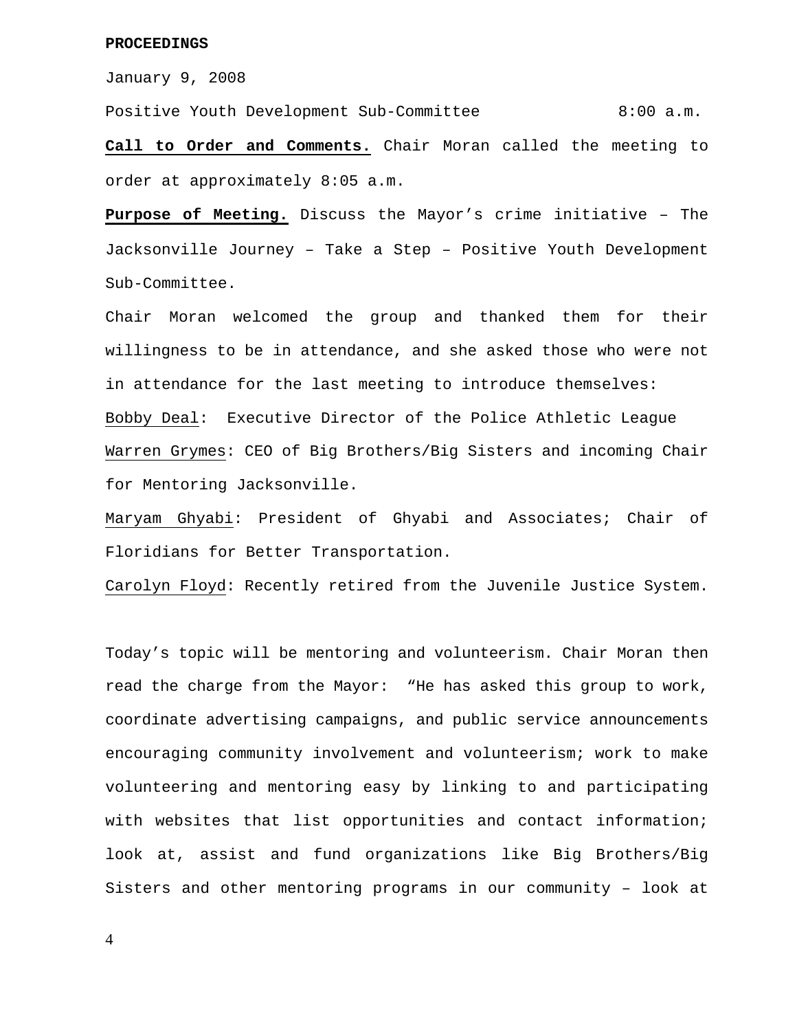**PROCEEDINGS**

January 9, 2008

Positive Youth Development Sub-Committee 8:00 a.m.

**Call to Order and Comments.** Chair Moran called the meeting to order at approximately 8:05 a.m.

**Purpose of Meeting.** Discuss the Mayor's crime initiative – The Jacksonville Journey – Take a Step – Positive Youth Development Sub-Committee.

Chair Moran welcomed the group and thanked them for their willingness to be in attendance, and she asked those who were not in attendance for the last meeting to introduce themselves:

Bobby Deal: Executive Director of the Police Athletic League

Warren Grymes: CEO of Big Brothers/Big Sisters and incoming Chair for Mentoring Jacksonville.

Maryam Ghyabi: President of Ghyabi and Associates; Chair of Floridians for Better Transportation.

Carolyn Floyd: Recently retired from the Juvenile Justice System.

Today's topic will be mentoring and volunteerism. Chair Moran then read the charge from the Mayor: "He has asked this group to work, coordinate advertising campaigns, and public service announcements encouraging community involvement and volunteerism; work to make volunteering and mentoring easy by linking to and participating with websites that list opportunities and contact information; look at, assist and fund organizations like Big Brothers/Big Sisters and other mentoring programs in our community – look at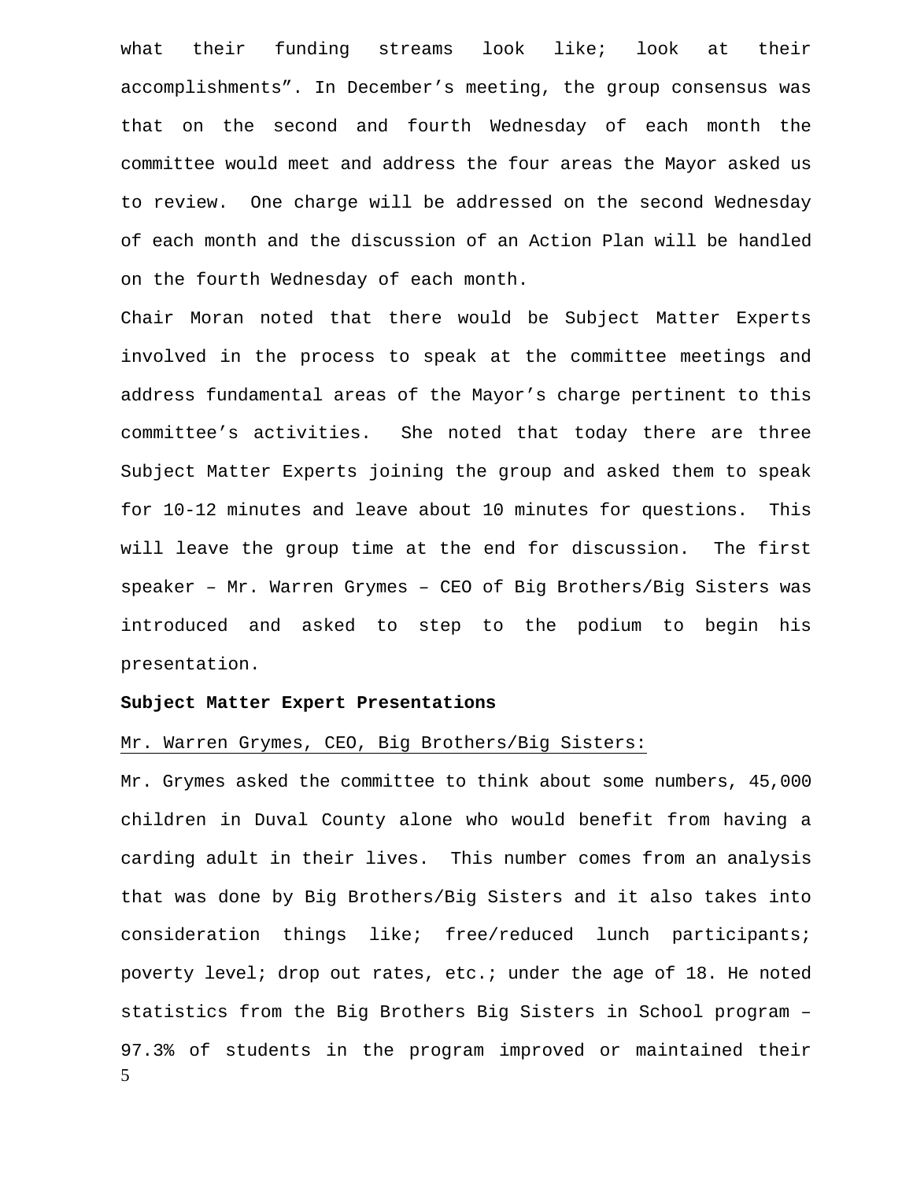what their funding streams look like; look at their accomplishments". In December's meeting, the group consensus was that on the second and fourth Wednesday of each month the committee would meet and address the four areas the Mayor asked us to review. One charge will be addressed on the second Wednesday of each month and the discussion of an Action Plan will be handled on the fourth Wednesday of each month.

Chair Moran noted that there would be Subject Matter Experts involved in the process to speak at the committee meetings and address fundamental areas of the Mayor's charge pertinent to this committee's activities. She noted that today there are three Subject Matter Experts joining the group and asked them to speak for 10-12 minutes and leave about 10 minutes for questions. This will leave the group time at the end for discussion. The first speaker – Mr. Warren Grymes – CEO of Big Brothers/Big Sisters was introduced and asked to step to the podium to begin his presentation.

**Subject Matter Expert Presentations**

Mr. Warren Grymes, CEO, Big Brothers/Big Sisters:

Mr. Grymes asked the committee to think about some numbers, 45,000 children in Duval County alone who would benefit from having a carding adult in their lives. This number comes from an analysis that was done by Big Brothers/Big Sisters and it also takes into consideration things like; free/reduced lunch participants; poverty level; drop out rates, etc.; under the age of 18. He noted statistics from the Big Brothers Big Sisters in School program – 97.3% of students in the program improved or maintained their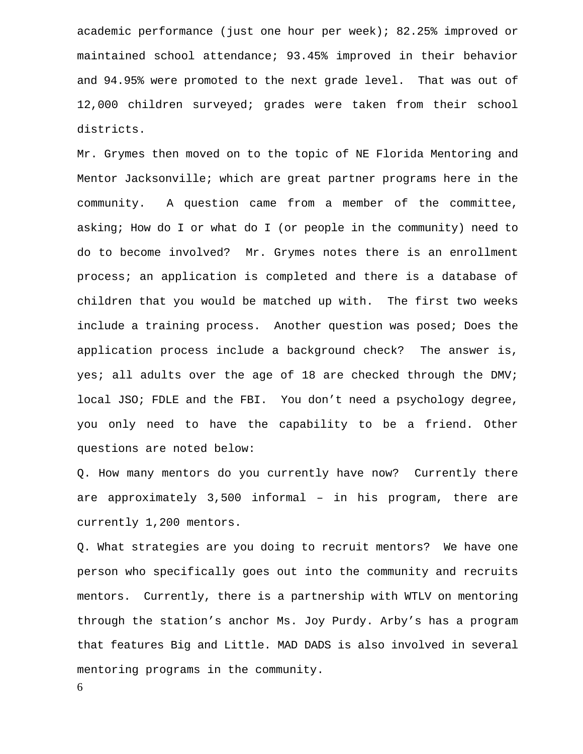academic performance (just one hour per week); 82.25% improved or maintained school attendance; 93.45% improved in their behavior and 94.95% were promoted to the next grade level. That was out of 12,000 children surveyed; grades were taken from their school districts.

Mr. Grymes then moved on to the topic of NE Florida Mentoring and Mentor Jacksonville; which are great partner programs here in the community. A question came from a member of the committee, asking; How do I or what do I (or people in the community) need to do to become involved? Mr. Grymes notes there is an enrollment process; an application is completed and there is a database of children that you would be matched up with. The first two weeks include a training process. Another question was posed; Does the application process include a background check? The answer is, yes; all adults over the age of 18 are checked through the DMV; local JSO; FDLE and the FBI. You don't need a psychology degree, you only need to have the capability to be a friend. Other questions are noted below:

Q. How many mentors do you currently have now? Currently there are approximately 3,500 informal – in his program, there are currently 1,200 mentors.

Q. What strategies are you doing to recruit mentors? We have one person who specifically goes out into the community and recruits mentors. Currently, there is a partnership with WTLV on mentoring through the station's anchor Ms. Joy Purdy. Arby's has a program that features Big and Little. MAD DADS is also involved in several mentoring programs in the community.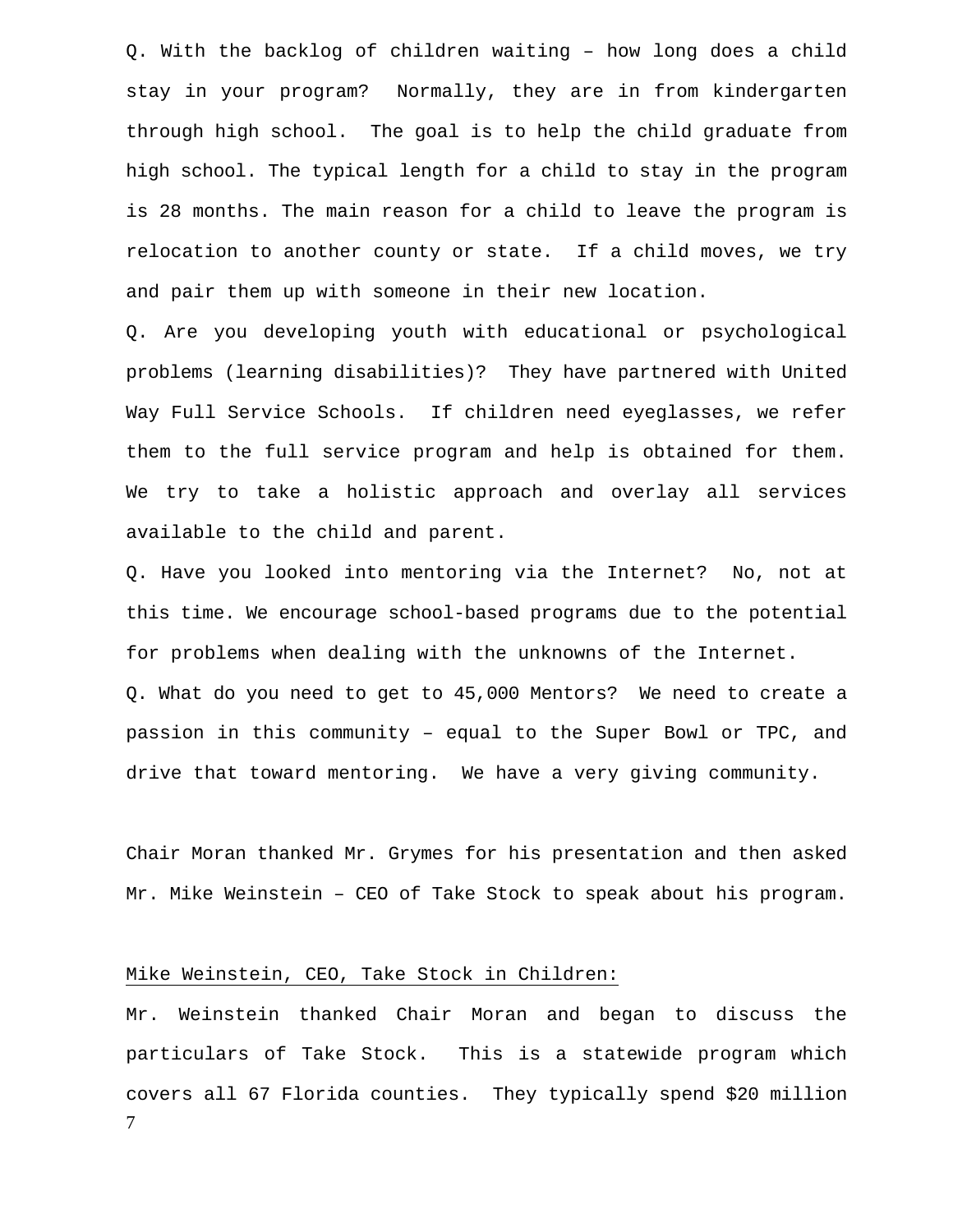Q. With the backlog of children waiting – how long does a child stay in your program? Normally, they are in from kindergarten through high school. The goal is to help the child graduate from high school. The typical length for a child to stay in the program is 28 months. The main reason for a child to leave the program is relocation to another county or state. If a child moves, we try and pair them up with someone in their new location.

Q. Are you developing youth with educational or psychological problems (learning disabilities)? They have partnered with United Way Full Service Schools. If children need eyeglasses, we refer them to the full service program and help is obtained for them. We try to take a holistic approach and overlay all services available to the child and parent.

Q. Have you looked into mentoring via the Internet? No, not at this time. We encourage school-based programs due to the potential for problems when dealing with the unknowns of the Internet.

Q. What do you need to get to 45,000 Mentors? We need to create a passion in this community – equal to the Super Bowl or TPC, and drive that toward mentoring. We have a very giving community.

Chair Moran thanked Mr. Grymes for his presentation and then asked Mr. Mike Weinstein – CEO of Take Stock to speak about his program.

<u>Mike Weinstein, CEO, Take Stock in Children:</u>

Mr. Weinstein thanked Chair Moran and began to discuss the particulars of Take Stock. This is a statewide program which covers all 67 Florida counties. They typically spend $20 million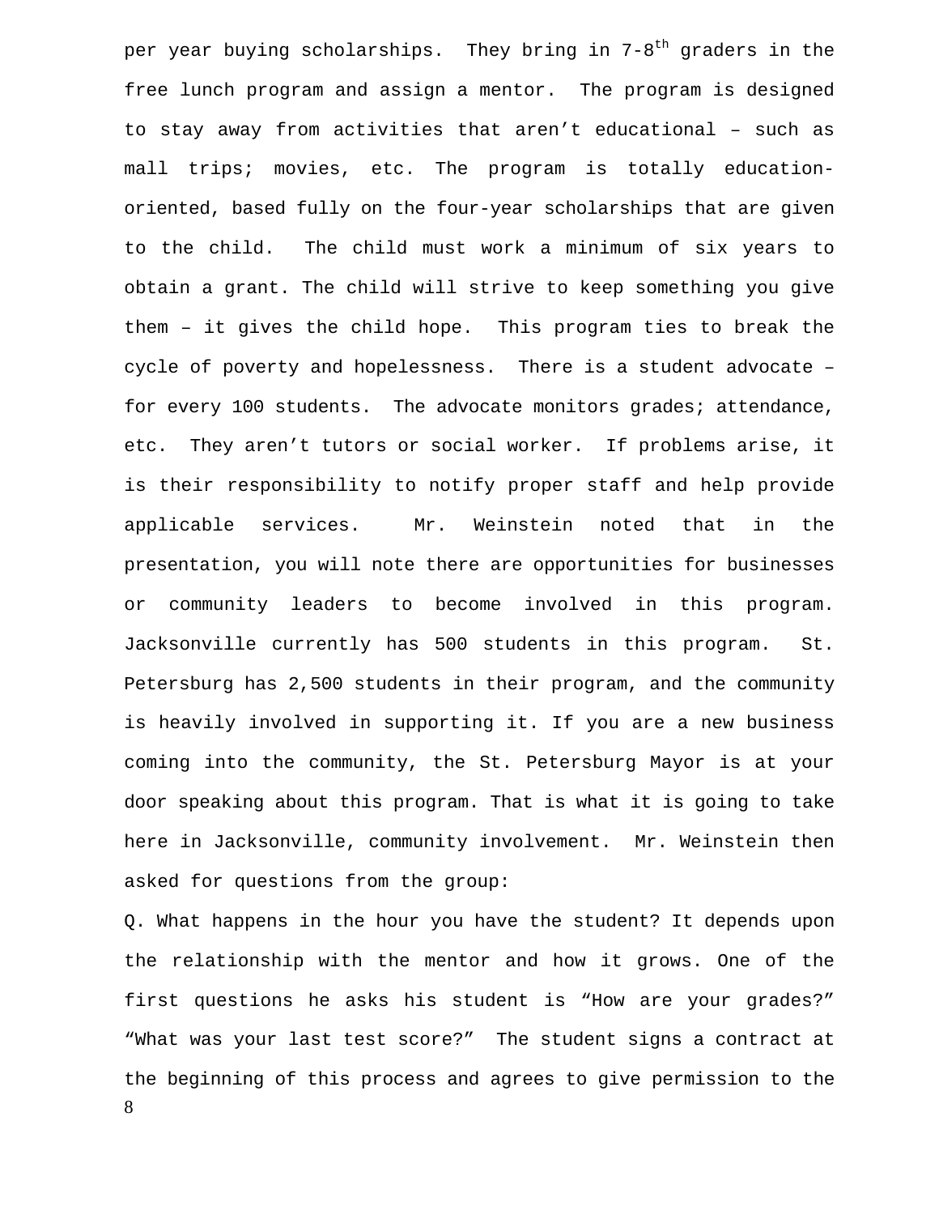per year buying scholarships. They bring in 7-8th graders in the free lunch program and assign a mentor. The program is designed to stay away from activities that aren't educational – such as mall trips; movies, etc. The program is totally education-oriented, based fully on the four-year scholarships that are given to the child. The child must work a minimum of six years to obtain a grant. The child will strive to keep something you give them – it gives the child hope. This program ties to break the cycle of poverty and hopelessness. There is a student advocate – for every 100 students. The advocate monitors grades; attendance, etc. They aren't tutors or social worker. If problems arise, it is their responsibility to notify proper staff and help provide applicable services. Mr. Weinstein noted that in the presentation, you will note there are opportunities for businesses or community leaders to become involved in this program. Jacksonville currently has 500 students in this program. St. Petersburg has 2,500 students in their program, and the community is heavily involved in supporting it. If you are a new business coming into the community, the St. Petersburg Mayor is at your door speaking about this program. That is what it is going to take here in Jacksonville, community involvement. Mr. Weinstein then asked for questions from the group:

Q. What happens in the hour you have the student? It depends upon the relationship with the mentor and how it grows. One of the first questions he asks his student is "How are your grades?" "What was your last test score?" The student signs a contract at the beginning of this process and agrees to give permission to the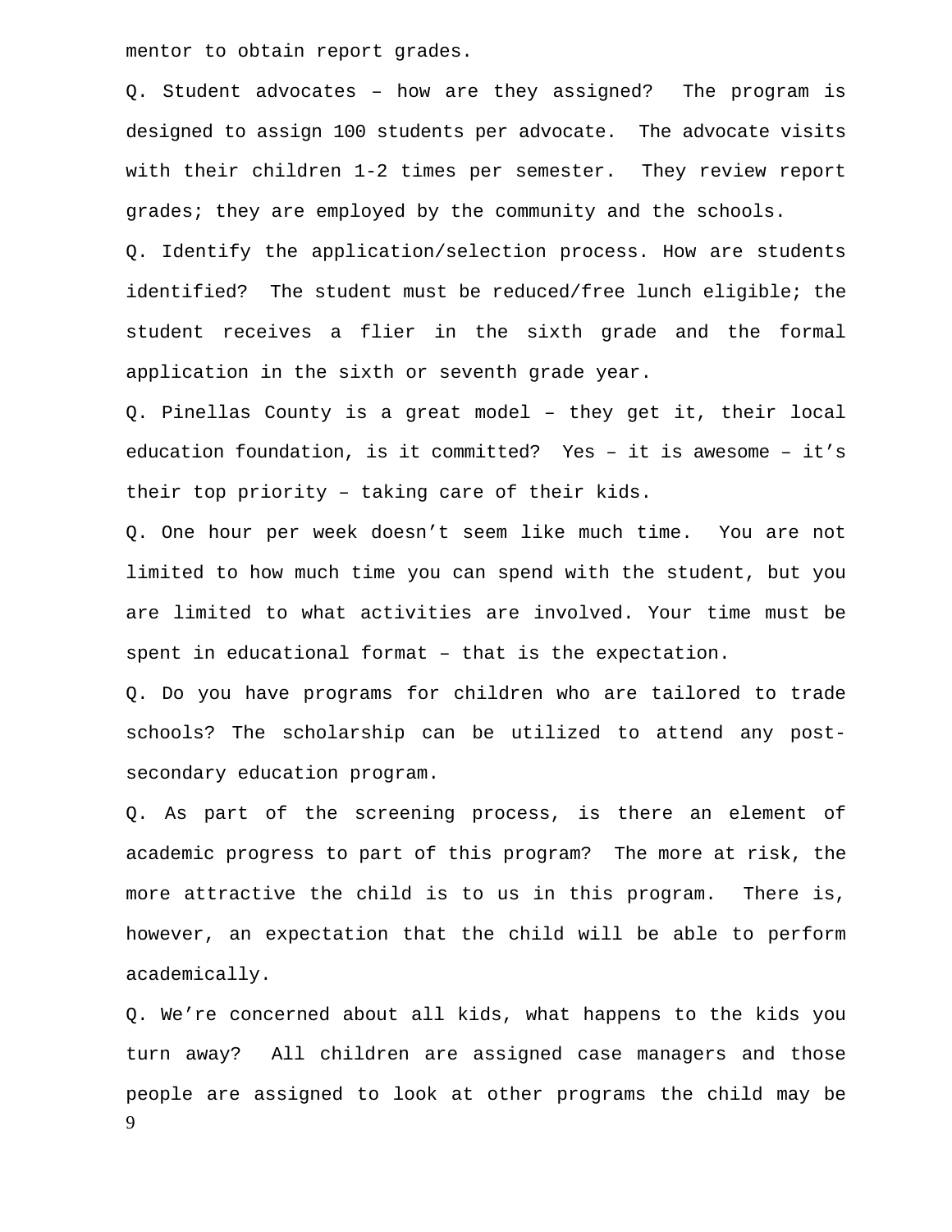mentor to obtain report grades.

Q. Student advocates – how are they assigned? The program is designed to assign 100 students per advocate. The advocate visits with their children 1-2 times per semester. They review report grades; they are employed by the community and the schools.

Q. Identify the application/selection process. How are students identified? The student must be reduced/free lunch eligible; the student receives a flier in the sixth grade and the formal application in the sixth or seventh grade year.

Q. Pinellas County is a great model – they get it, their local education foundation, is it committed? Yes – it is awesome – it's their top priority – taking care of their kids.

Q. One hour per week doesn't seem like much time. You are not limited to how much time you can spend with the student, but you are limited to what activities are involved. Your time must be spent in educational format – that is the expectation.

Q. Do you have programs for children who are tailored to trade schools? The scholarship can be utilized to attend any post-secondary education program.

Q. As part of the screening process, is there an element of academic progress to part of this program? The more at risk, the more attractive the child is to us in this program. There is, however, an expectation that the child will be able to perform academically.

Q. We're concerned about all kids, what happens to the kids you turn away? All children are assigned case managers and those people are assigned to look at other programs the child may be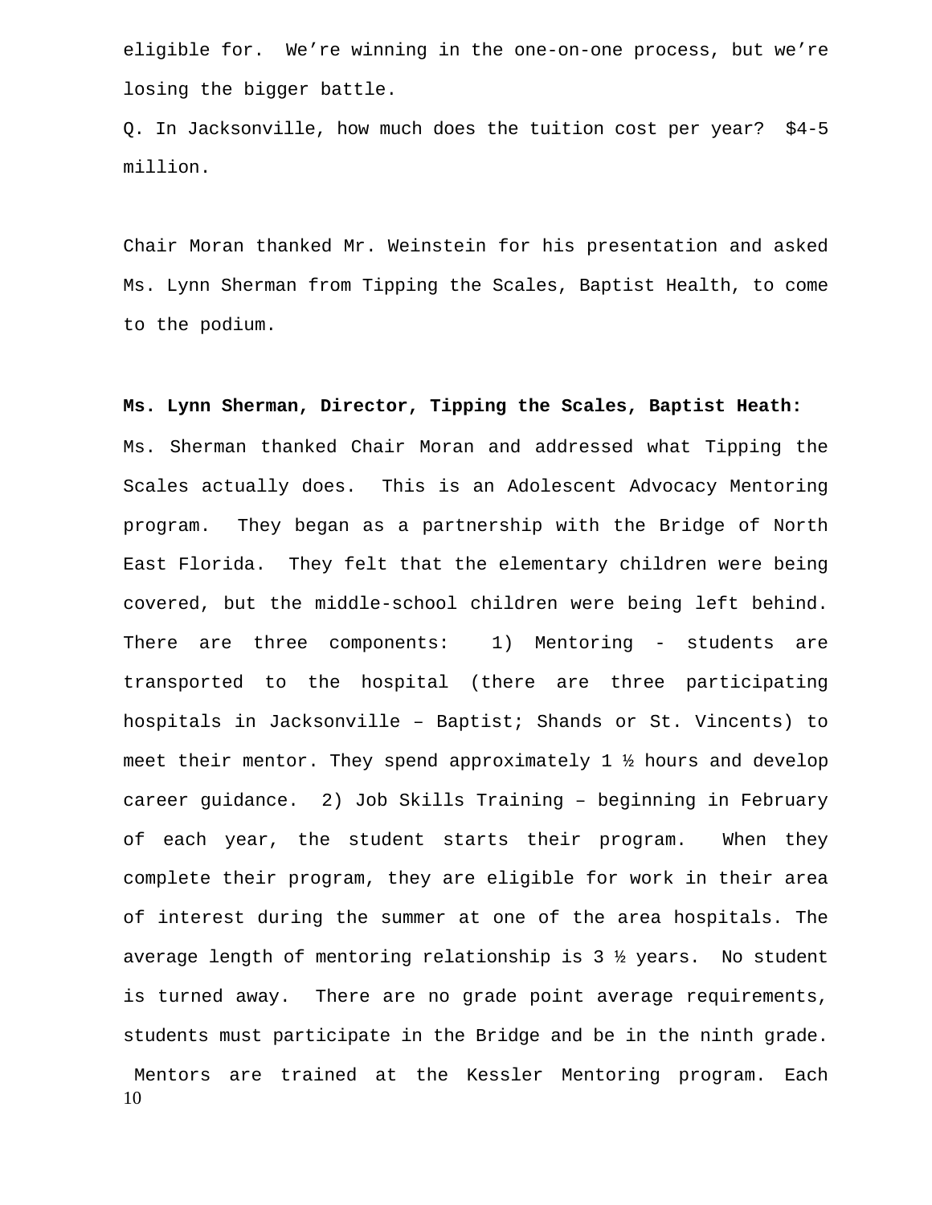eligible for. We're winning in the one-on-one process, but we're losing the bigger battle.

Q. In Jacksonville, how much does the tuition cost per year? $4-5 million.

Chair Moran thanked Mr. Weinstein for his presentation and asked Ms. Lynn Sherman from Tipping the Scales, Baptist Health, to come to the podium.

**Ms. Lynn Sherman, Director, Tipping the Scales, Baptist Heath:** Ms. Sherman thanked Chair Moran and addressed what Tipping the Scales actually does. This is an Adolescent Advocacy Mentoring program. They began as a partnership with the Bridge of North East Florida. They felt that the elementary children were being covered, but the middle-school children were being left behind. There are three components: 1) Mentoring - students are transported to the hospital (there are three participating hospitals in Jacksonville – Baptist; Shands or St. Vincents) to meet their mentor. They spend approximately 1 ½ hours and develop career guidance. 2) Job Skills Training – beginning in February of each year, the student starts their program. When they complete their program, they are eligible for work in their area of interest during the summer at one of the area hospitals. The average length of mentoring relationship is 3 ½ years. No student is turned away. There are no grade point average requirements, students must participate in the Bridge and be in the ninth grade. Mentors are trained at the Kessler Mentoring program. Each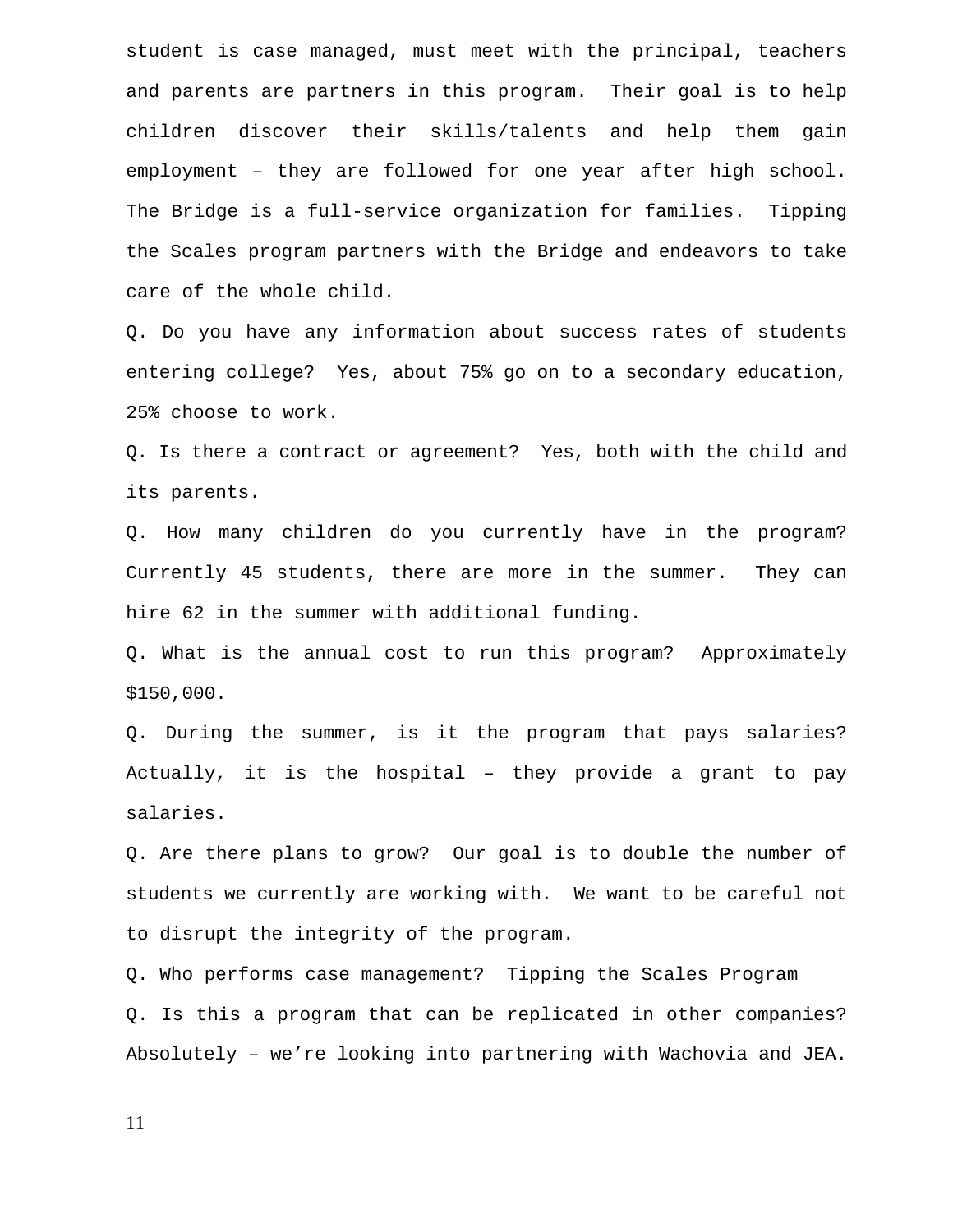student is case managed, must meet with the principal, teachers and parents are partners in this program. Their goal is to help children discover their skills/talents and help them gain employment – they are followed for one year after high school. The Bridge is a full-service organization for families. Tipping the Scales program partners with the Bridge and endeavors to take care of the whole child.

Q. Do you have any information about success rates of students entering college? Yes, about 75% go on to a secondary education, 25% choose to work.

Q. Is there a contract or agreement? Yes, both with the child and its parents.

Q. How many children do you currently have in the program? Currently 45 students, there are more in the summer. They can hire 62 in the summer with additional funding.

Q. What is the annual cost to run this program? Approximately $150,000.

Q. During the summer, is it the program that pays salaries? Actually, it is the hospital – they provide a grant to pay salaries.

Q. Are there plans to grow? Our goal is to double the number of students we currently are working with. We want to be careful not to disrupt the integrity of the program.

Q. Who performs case management? Tipping the Scales Program

Q. Is this a program that can be replicated in other companies? Absolutely – we're looking into partnering with Wachovia and JEA.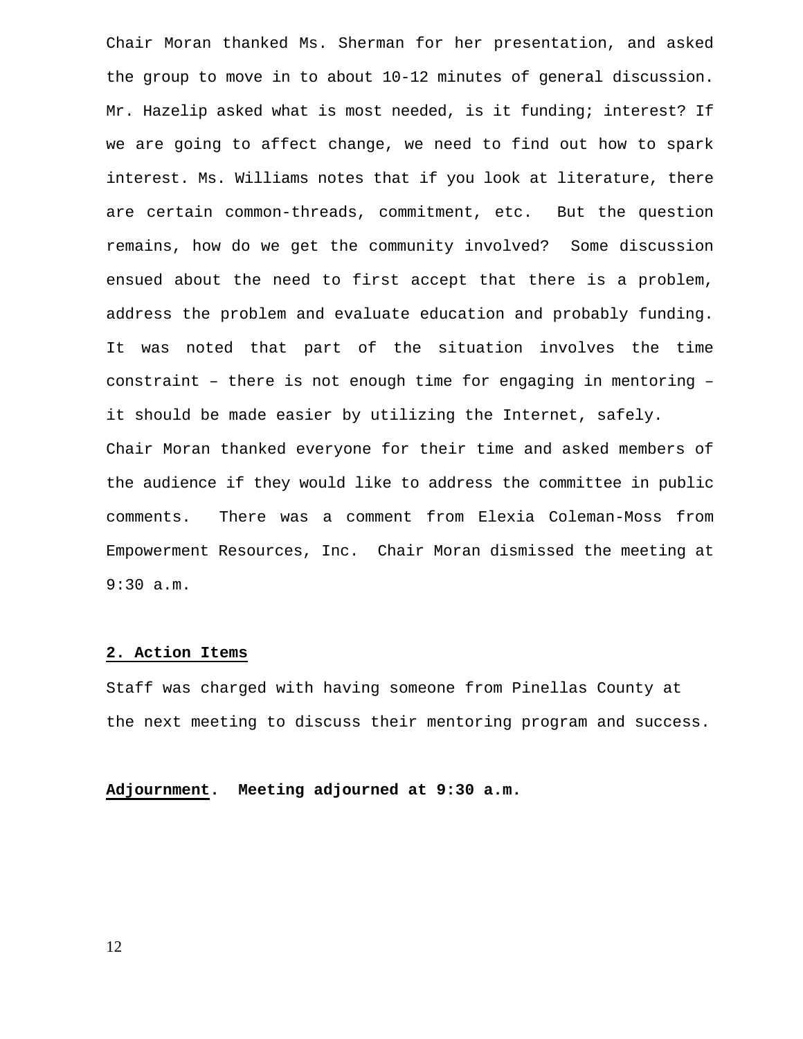Chair Moran thanked Ms. Sherman for her presentation, and asked the group to move in to about 10-12 minutes of general discussion. Mr. Hazelip asked what is most needed, is it funding; interest? If we are going to affect change, we need to find out how to spark interest. Ms. Williams notes that if you look at literature, there are certain common-threads, commitment, etc. But the question remains, how do we get the community involved? Some discussion ensued about the need to first accept that there is a problem, address the problem and evaluate education and probably funding. It was noted that part of the situation involves the time constraint – there is not enough time for engaging in mentoring – it should be made easier by utilizing the Internet, safely.

Chair Moran thanked everyone for their time and asked members of the audience if they would like to address the committee in public comments. There was a comment from Elexia Coleman-Moss from Empowerment Resources, Inc. Chair Moran dismissed the meeting at 9:30 a.m.

**2. Action Items**

Staff was charged with having someone from Pinellas County at the next meeting to discuss their mentoring program and success.

**Adjournment. Meeting adjourned at 9:30 a.m.**